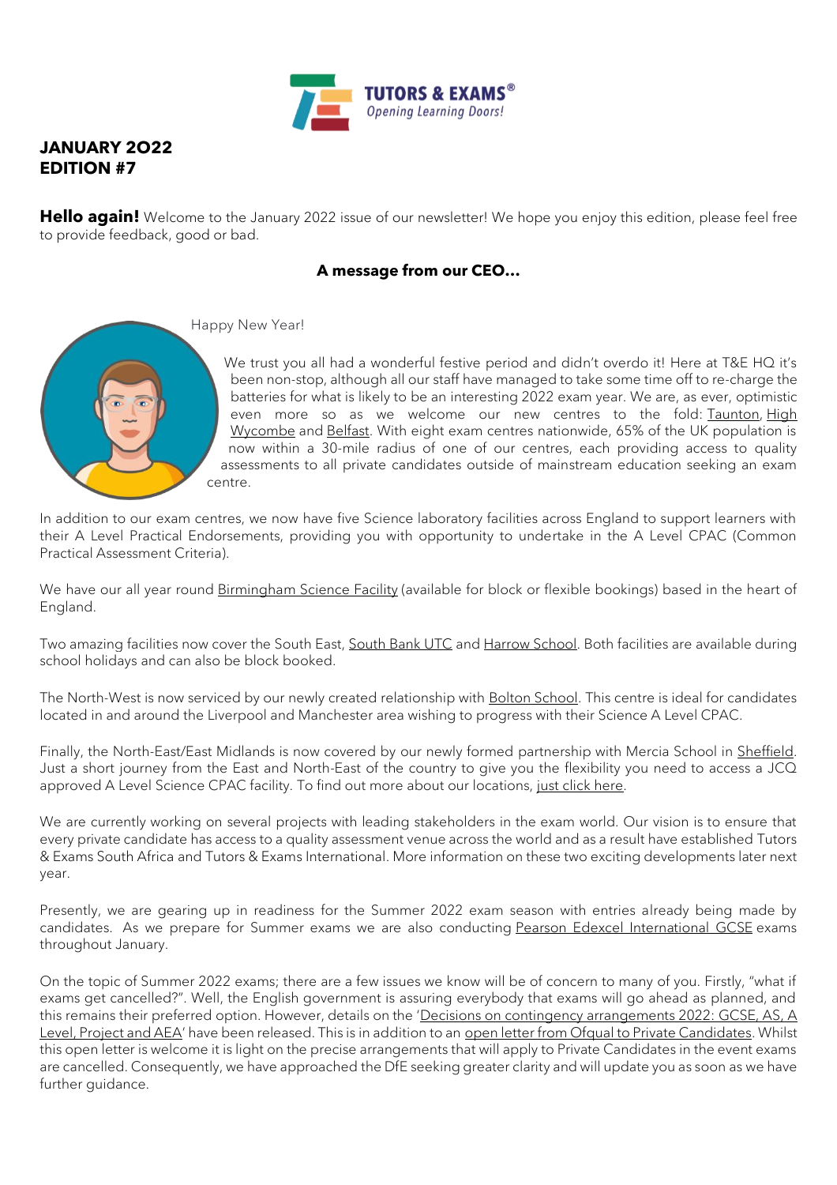TUTORS & EXAMS®
*Opening Learning Doors!*

**JANUARY 2O22**
**EDITION #7**

**Hello again!** Welcome to the January 2022 issue of our newsletter! We hope you enjoy this edition, please feel free to provide feedback, good or bad.

### A message from our CEO…

Happy New Year!

We trust you all had a wonderful festive period and didn't overdo it! Here at T&E HQ it's been non-stop, although all our staff have managed to take some time off to re-charge the batteries for what is likely to be an interesting 2022 exam year. We are, as ever, optimistic even more so as we welcome our new centres to the fold: Taunton, High Wycombe and Belfast. With eight exam centres nationwide, 65% of the UK population is now within a 30-mile radius of one of our centres, each providing access to quality assessments to all private candidates outside of mainstream education seeking an exam centre.

In addition to our exam centres, we now have five Science laboratory facilities across England to support learners with their A Level Practical Endorsements, providing you with opportunity to undertake in the A Level CPAC (Common Practical Assessment Criteria).

We have our all year round Birmingham Science Facility (available for block or flexible bookings) based in the heart of England.

Two amazing facilities now cover the South East, South Bank UTC and Harrow School. Both facilities are available during school holidays and can also be block booked.

The North-West is now serviced by our newly created relationship with Bolton School. This centre is ideal for candidates located in and around the Liverpool and Manchester area wishing to progress with their Science A Level CPAC.

Finally, the North-East/East Midlands is now covered by our newly formed partnership with Mercia School in Sheffield. Just a short journey from the East and North-East of the country to give you the flexibility you need to access a JCQ approved A Level Science CPAC facility. To find out more about our locations, just click here.

We are currently working on several projects with leading stakeholders in the exam world. Our vision is to ensure that every private candidate has access to a quality assessment venue across the world and as a result have established Tutors & Exams South Africa and Tutors & Exams International. More information on these two exciting developments later next year.

Presently, we are gearing up in readiness for the Summer 2022 exam season with entries already being made by candidates. As we prepare for Summer exams we are also conducting Pearson Edexcel International GCSE exams throughout January.

On the topic of Summer 2022 exams; there are a few issues we know will be of concern to many of you. Firstly, "what if exams get cancelled?". Well, the English government is assuring everybody that exams will go ahead as planned, and this remains their preferred option. However, details on the 'Decisions on contingency arrangements 2022: GCSE, AS, A Level, Project and AEA' have been released. This is in addition to an open letter from Ofqual to Private Candidates. Whilst this open letter is welcome it is light on the precise arrangements that will apply to Private Candidates in the event exams are cancelled. Consequently, we have approached the DfE seeking greater clarity and will update you as soon as we have further guidance.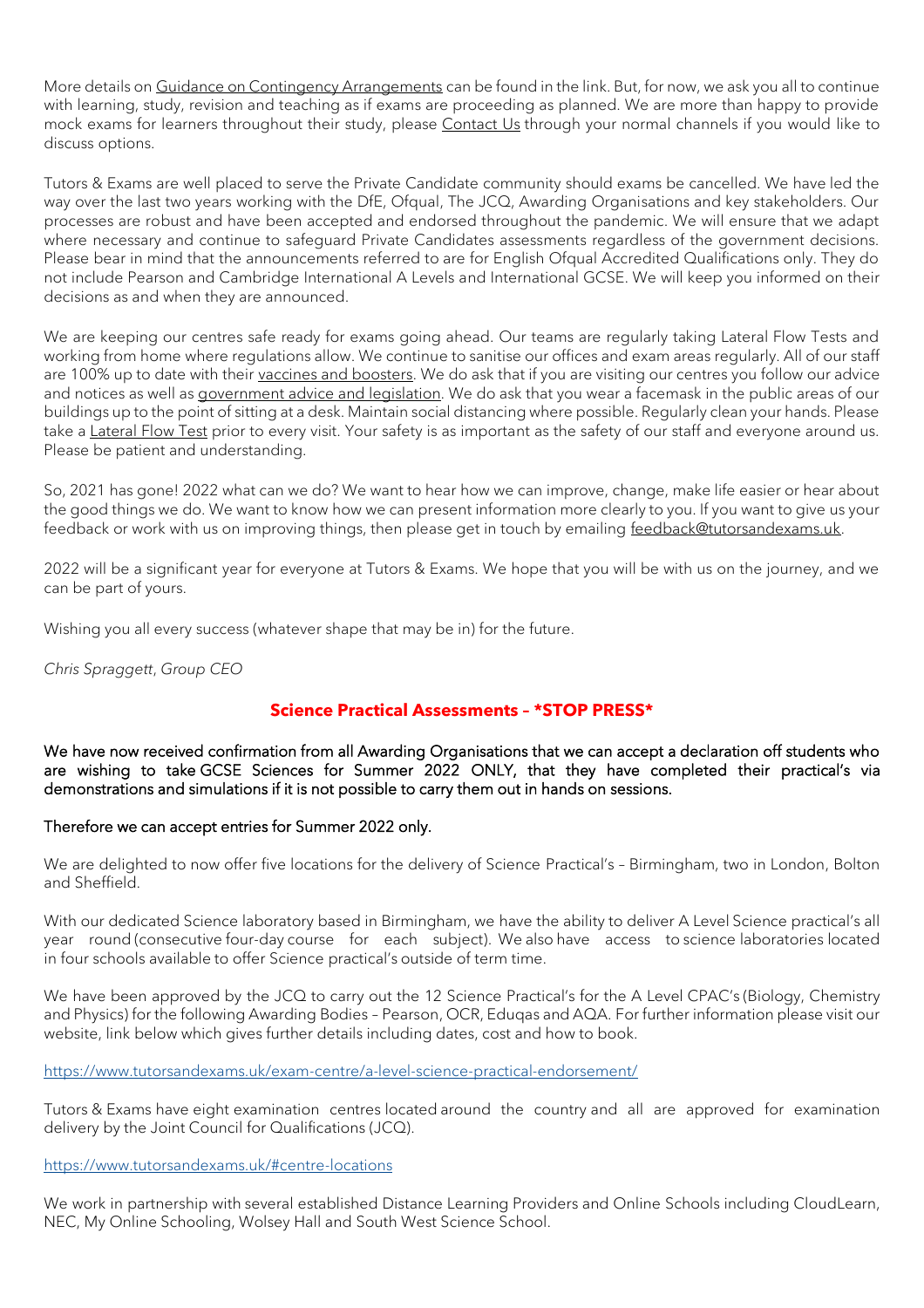More details on Guidance on Contingency Arrangements can be found in the link. But, for now, we ask you all to continue with learning, study, revision and teaching as if exams are proceeding as planned. We are more than happy to provide mock exams for learners throughout their study, please Contact Us through your normal channels if you would like to discuss options.

Tutors & Exams are well placed to serve the Private Candidate community should exams be cancelled. We have led the way over the last two years working with the DfE, Ofqual, The JCQ, Awarding Organisations and key stakeholders. Our processes are robust and have been accepted and endorsed throughout the pandemic. We will ensure that we adapt where necessary and continue to safeguard Private Candidates assessments regardless of the government decisions. Please bear in mind that the announcements referred to are for English Ofqual Accredited Qualifications only. They do not include Pearson and Cambridge International A Levels and International GCSE. We will keep you informed on their decisions as and when they are announced.

We are keeping our centres safe ready for exams going ahead. Our teams are regularly taking Lateral Flow Tests and working from home where regulations allow. We continue to sanitise our offices and exam areas regularly. All of our staff are 100% up to date with their vaccines and boosters. We do ask that if you are visiting our centres you follow our advice and notices as well as government advice and legislation. We do ask that you wear a facemask in the public areas of our buildings up to the point of sitting at a desk. Maintain social distancing where possible. Regularly clean your hands. Please take a Lateral Flow Test prior to every visit. Your safety is as important as the safety of our staff and everyone around us. Please be patient and understanding.

So, 2021 has gone! 2022 what can we do? We want to hear how we can improve, change, make life easier or hear about the good things we do. We want to know how we can present information more clearly to you. If you want to give us your feedback or work with us on improving things, then please get in touch by emailing feedback@tutorsandexams.uk.

2022 will be a significant year for everyone at Tutors & Exams. We hope that you will be with us on the journey, and we can be part of yours.

Wishing you all every success (whatever shape that may be in) for the future.

*Chris Spraggett, Group CEO*

## Science Practical Assessments – *STOP PRESS*

We have now received confirmation from all Awarding Organisations that we can accept a declaration off students who are wishing to take GCSE Sciences for Summer 2022 ONLY, that they have completed their practical's via demonstrations and simulations if it is not possible to carry them out in hands on sessions.

Therefore we can accept entries for Summer 2022 only.

We are delighted to now offer five locations for the delivery of Science Practical's – Birmingham, two in London, Bolton and Sheffield.

With our dedicated Science laboratory based in Birmingham, we have the ability to deliver A Level Science practical's all year round (consecutive four-day course for each subject). We also have access to science laboratories located in four schools available to offer Science practical's outside of term time.

We have been approved by the JCQ to carry out the 12 Science Practical's for the A Level CPAC's (Biology, Chemistry and Physics) for the following Awarding Bodies – Pearson, OCR, Eduqas and AQA. For further information please visit our website, link below which gives further details including dates, cost and how to book.

https://www.tutorsandexams.uk/exam-centre/a-level-science-practical-endorsement/

Tutors & Exams have eight examination centres located around the country and all are approved for examination delivery by the Joint Council for Qualifications (JCQ).

https://www.tutorsandexams.uk/#centre-locations

We work in partnership with several established Distance Learning Providers and Online Schools including CloudLearn, NEC, My Online Schooling, Wolsey Hall and South West Science School.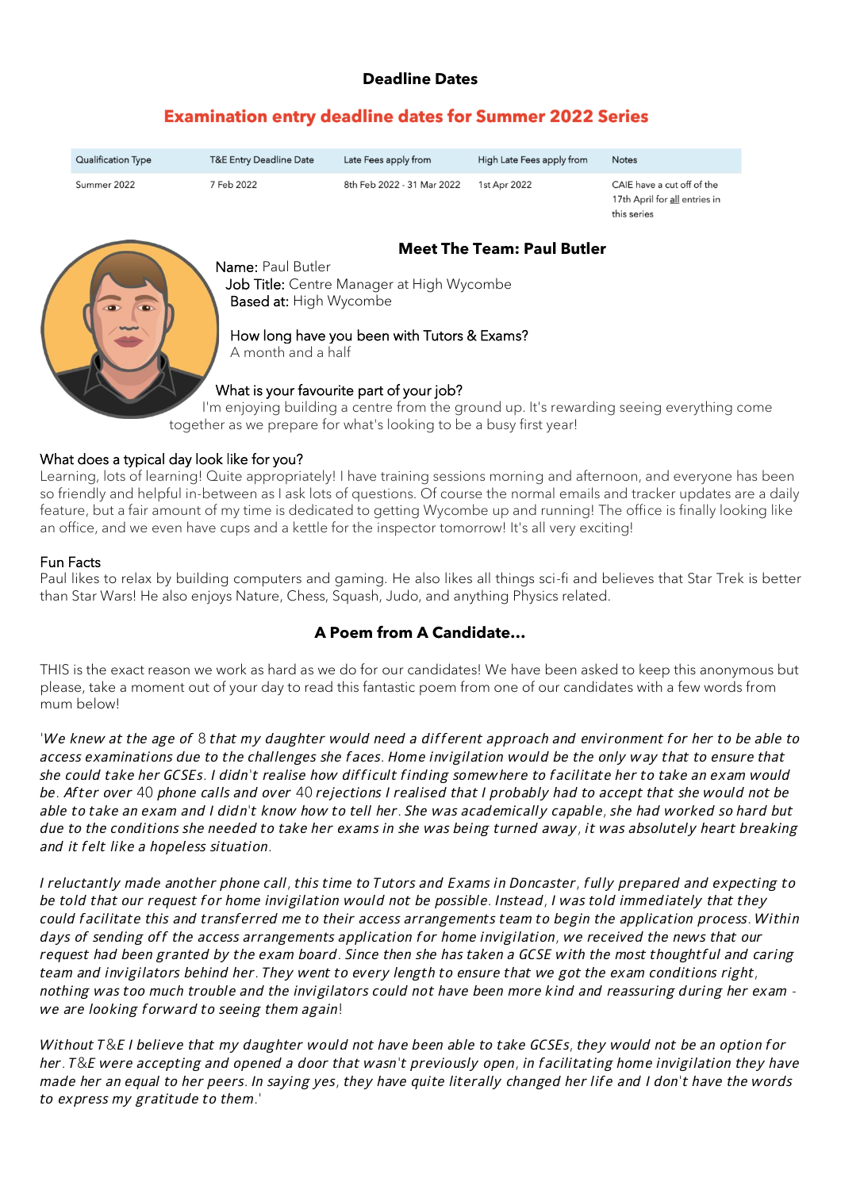## Deadline Dates

### Examination entry deadline dates for Summer 2022 Series

| Qualification Type | T&E Entry Deadline Date | Late Fees apply from | High Late Fees apply from | Notes |
| --- | --- | --- | --- | --- |
| Summer 2022 | 7 Feb 2022 | 8th Feb 2022 - 31 Mar 2022 | 1st Apr 2022 | CAIE have a cut off of the 17th April for all entries in this series |

## Meet The Team: Paul Butler

Name: Paul Butler
Job Title: Centre Manager at High Wycombe
Based at: High Wycombe

How long have you been with Tutors & Exams?
A month and a half

What is your favourite part of your job?
I'm enjoying building a centre from the ground up. It's rewarding seeing everything come together as we prepare for what's looking to be a busy first year!

What does a typical day look like for you?
Learning, lots of learning! Quite appropriately! I have training sessions morning and afternoon, and everyone has been so friendly and helpful in-between as I ask lots of questions. Of course the normal emails and tracker updates are a daily feature, but a fair amount of my time is dedicated to getting Wycombe up and running! The office is finally looking like an office, and we even have cups and a kettle for the inspector tomorrow! It's all very exciting!

Fun Facts
Paul likes to relax by building computers and gaming. He also likes all things sci-fi and believes that Star Trek is better than Star Wars! He also enjoys Nature, Chess, Squash, Judo, and anything Physics related.

## A Poem from A Candidate...

THIS is the exact reason we work as hard as we do for our candidates! We have been asked to keep this anonymous but please, take a moment out of your day to read this fantastic poem from one of our candidates with a few words from mum below!

*'We knew at the age of 8 that my daughter would need a different approach and environment for her to be able to access examinations due to the challenges she faces. Home invigilation would be the only way that to ensure that she could take her GCSEs. I didn't realise how difficult finding somewhere to facilitate her to take an exam would be. After over 40 phone calls and over 40 rejections I realised that I probably had to accept that she would not be able to take an exam and I didn't know how to tell her. She was academically capable, she had worked so hard but due to the conditions she needed to take her exams in she was being turned away, it was absolutely heart breaking and it felt like a hopeless situation.*

*I reluctantly made another phone call, this time to Tutors and Exams in Doncaster, fully prepared and expecting to be told that our request for home invigilation would not be possible. Instead, I was told immediately that they could facilitate this and transferred me to their access arrangements team to begin the application process. Within days of sending off the access arrangements application for home invigilation, we received the news that our request had been granted by the exam board. Since then she has taken a GCSE with the most thoughtful and caring team and invigilators behind her. They went to every length to ensure that we got the exam conditions right, nothing was too much trouble and the invigilators could not have been more kind and reassuring during her exam - we are looking forward to seeing them again!*

*Without T&E I believe that my daughter would not have been able to take GCSEs, they would not be an option for her. T&E were accepting and opened a door that wasn't previously open, in facilitating home invigilation they have made her an equal to her peers. In saying yes, they have quite literally changed her life and I don't have the words to express my gratitude to them.'*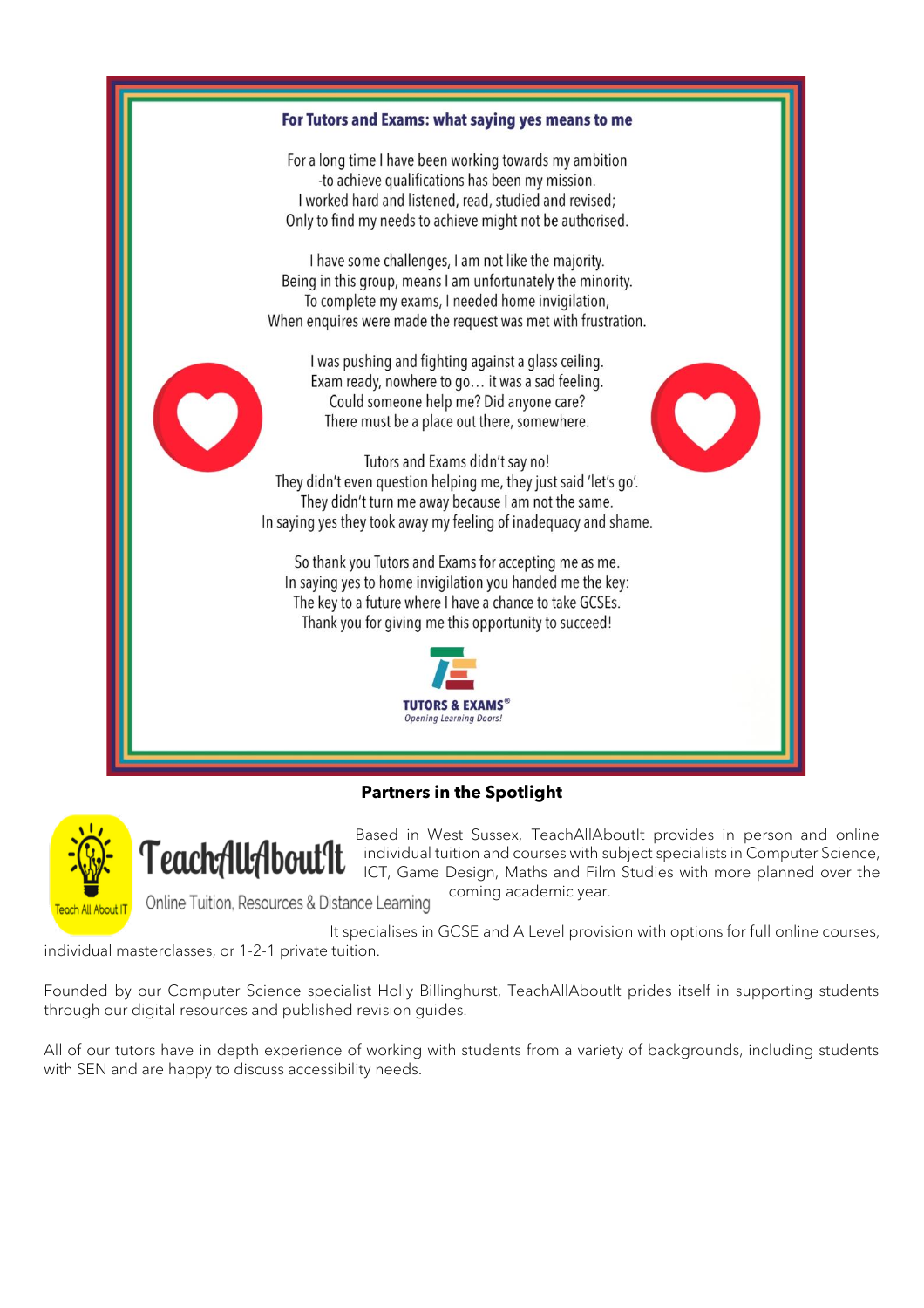## For Tutors and Exams: what saying yes means to me

For a long time I have been working towards my ambition
-to achieve qualifications has been my mission.
I worked hard and listened, read, studied and revised;
Only to find my needs to achieve might not be authorised.

I have some challenges, I am not like the majority.
Being in this group, means I am unfortunately the minority.
To complete my exams, I needed home invigilation,
When enquires were made the request was met with frustration.

I was pushing and fighting against a glass ceiling.
Exam ready, nowhere to go… it was a sad feeling.
Could someone help me? Did anyone care?
There must be a place out there, somewhere.

Tutors and Exams didn't say no!
They didn't even question helping me, they just said 'let's go'.
They didn't turn me away because I am not the same.
In saying yes they took away my feeling of inadequacy and shame.

So thank you Tutors and Exams for accepting me as me.
In saying yes to home invigilation you handed me the key:
The key to a future where I have a chance to take GCSEs.
Thank you for giving me this opportunity to succeed!

**TUTORS & EXAMS®**
*Opening Learning Doors!*

## Partners in the Spotlight

Teach All About IT

TeachAllAboutIt
Online Tuition, Resources & Distance Learning

Based in West Sussex, TeachAllAboutIt provides in person and online individual tuition and courses with subject specialists in Computer Science, ICT, Game Design, Maths and Film Studies with more planned over the coming academic year.

It specialises in GCSE and A Level provision with options for full online courses, individual masterclasses, or 1-2-1 private tuition.

Founded by our Computer Science specialist Holly Billinghurst, TeachAllAboutIt prides itself in supporting students through our digital resources and published revision guides.

All of our tutors have in depth experience of working with students from a variety of backgrounds, including students with SEN and are happy to discuss accessibility needs.